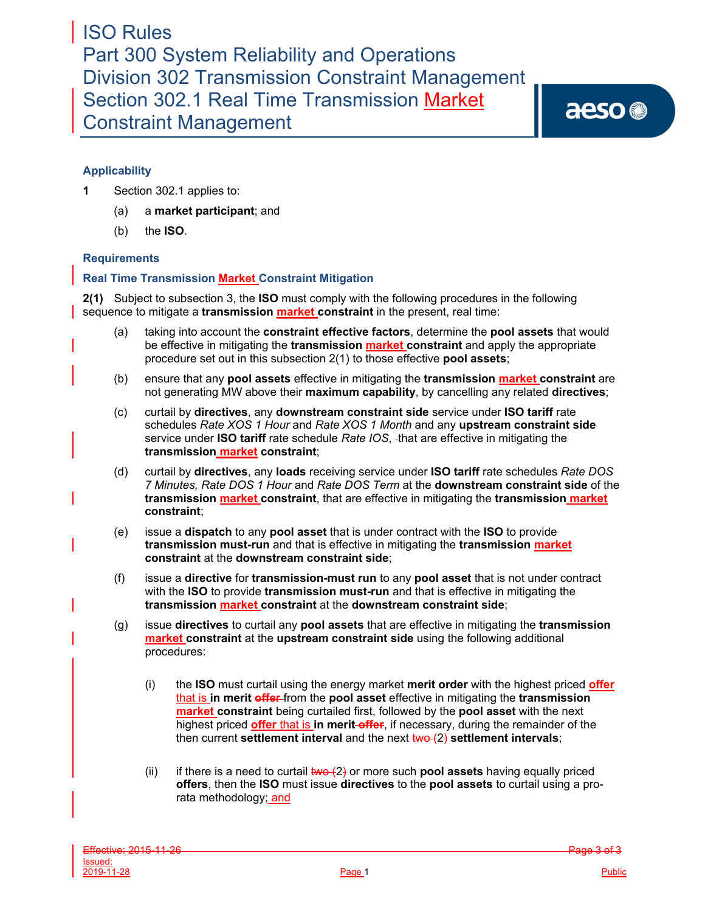# ISO Rules
# Part 300 System Reliability and Operations
# Division 302 Transmission Constraint Management
# Section 302.1 Real Time Transmission Market Constraint Management

## Applicability

**1** Section 302.1 applies to:

(a) a **market participant**; and

(b) the **ISO**.

## Requirements

### Real Time Transmission Market Constraint Mitigation

**2(1)** Subject to subsection 3, the **ISO** must comply with the following procedures in the following sequence to mitigate a **transmission market constraint** in the present, real time:

(a) taking into account the **constraint effective factors**, determine the **pool assets** that would be effective in mitigating the **transmission market constraint** and apply the appropriate procedure set out in this subsection 2(1) to those effective **pool assets**;

(b) ensure that any **pool assets** effective in mitigating the **transmission market constraint** are not generating MW above their **maximum capability**, by cancelling any related **directives**;

(c) curtail by **directives**, any **downstream constraint side** service under **ISO tariff** rate schedules *Rate XOS 1 Hour* and *Rate XOS 1 Month* and any **upstream constraint side** service under **ISO tariff** rate schedule *Rate IOS*, that are effective in mitigating the **transmission market constraint**;

(d) curtail by **directives**, any **loads** receiving service under **ISO tariff** rate schedules *Rate DOS 7 Minutes, Rate DOS 1 Hour* and *Rate DOS Term* at the **downstream constraint side** of the **transmission market constraint**, that are effective in mitigating the **transmission market constraint**;

(e) issue a **dispatch** to any **pool asset** that is under contract with the **ISO** to provide **transmission must-run** and that is effective in mitigating the **transmission market constraint** at the **downstream constraint side**;

(f) issue a **directive** for **transmission-must run** to any **pool asset** that is not under contract with the **ISO** to provide **transmission must-run** and that is effective in mitigating the **transmission market constraint** at the **downstream constraint side**;

(g) issue **directives** to curtail any **pool assets** that are effective in mitigating the **transmission market constraint** at the **upstream constraint side** using the following additional procedures:

(i) the **ISO** must curtail using the energy market **merit order** with the highest priced **offer** that is **in merit** from the **pool asset** effective in mitigating the **transmission market constraint** being curtailed first, followed by the **pool asset** with the next highest priced **offer** that is **in merit**, if necessary, during the remainder of the then current **settlement interval** and the next (2) **settlement intervals**;

(ii) if there is a need to curtail or more such **pool assets** having equally priced **offers**, then the **ISO** must issue **directives** to the **pool assets** to curtail using a pro-rata methodology; and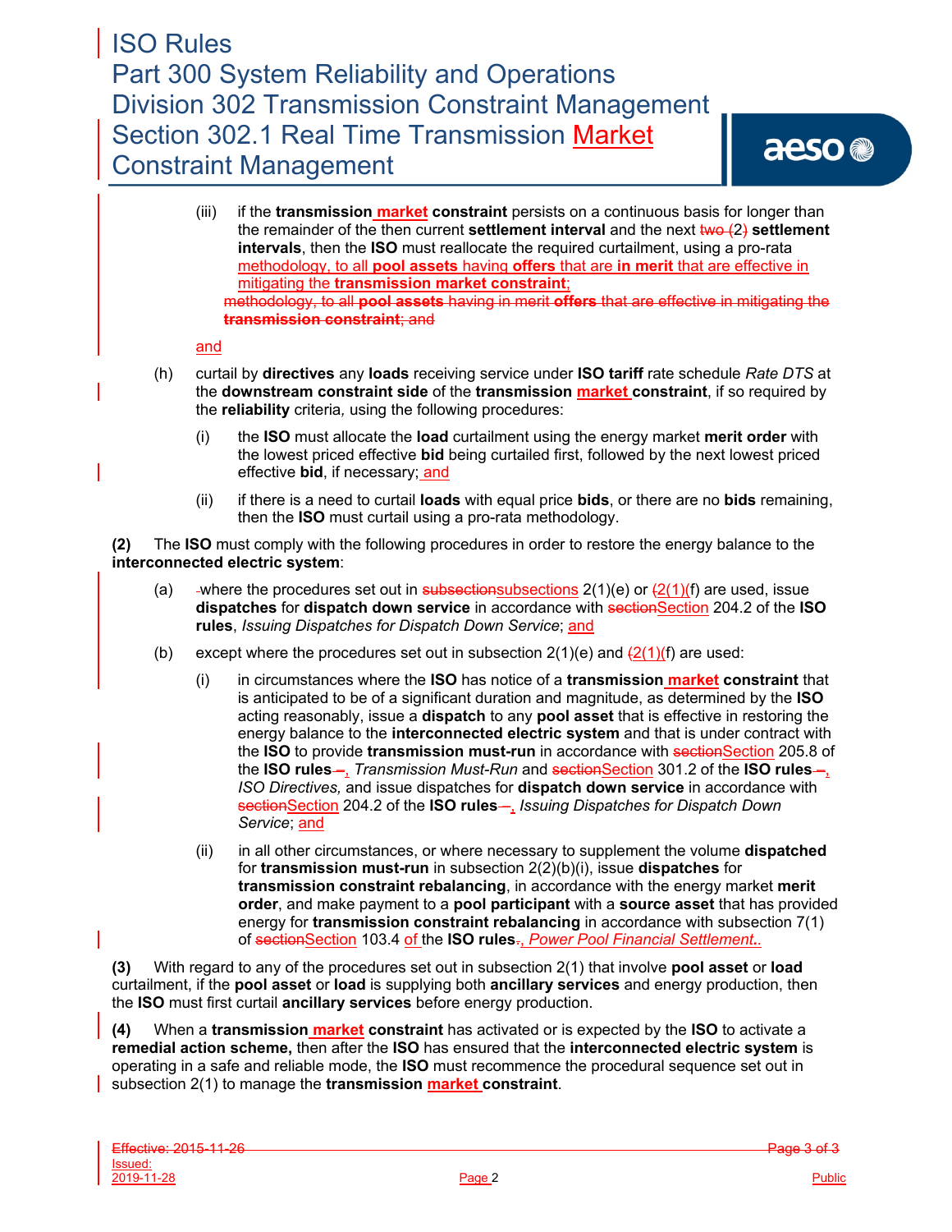(iii) if the **transmission market constraint** persists on a continuous basis for longer than the remainder of the then current **settlement interval** and the next two (2) **settlement intervals**, then the **ISO** must reallocate the required curtailment, using a pro-rata methodology, to all **pool assets** having **offers** that are **in merit** that are effective in mitigating the **transmission market constraint**;

methodology, to all **pool assets** having in merit **offers** that are effective in mitigating the **transmission constraint**; and

and

(h) curtail by **directives** any **loads** receiving service under **ISO tariff** rate schedule *Rate DTS* at the **downstream constraint side** of the **transmission market constraint**, if so required by the **reliability** criteria*,* using the following procedures:

(i) the **ISO** must allocate the **load** curtailment using the energy market **merit order** with the lowest priced effective **bid** being curtailed first, followed by the next lowest priced effective **bid**, if necessary; and

(ii) if there is a need to curtail **loads** with equal price **bids**, or there are no **bids** remaining, then the **ISO** must curtail using a pro-rata methodology.

**(2)** The **ISO** must comply with the following procedures in order to restore the energy balance to the **interconnected electric system**:

(a) where the procedures set out in subsectionsubsections 2(1)(e) or (2(1)(f) are used, issue **dispatches** for **dispatch down service** in accordance with sectionSection 204.2 of the **ISO rules**, *Issuing Dispatches for Dispatch Down Service*; and

(b) except where the procedures set out in subsection 2(1)(e) and (2(1)(f) are used:

(i) in circumstances where the **ISO** has notice of a **transmission market constraint** that is anticipated to be of a significant duration and magnitude, as determined by the **ISO** acting reasonably, issue a **dispatch** to any **pool asset** that is effective in restoring the energy balance to the **interconnected electric system** and that is under contract with the **ISO** to provide **transmission must-run** in accordance with sectionSection 205.8 of the **ISO rules** –, *Transmission Must-Run* and sectionSection 301.2 of the **ISO rules** –, *ISO Directives,* and issue dispatches for **dispatch down service** in accordance with sectionSection 204.2 of the **ISO rules** –, *Issuing Dispatches for Dispatch Down Service*; and

(ii) in all other circumstances, or where necessary to supplement the volume **dispatched** for **transmission must-run** in subsection 2(2)(b)(i), issue **dispatches** for **transmission constraint rebalancing**, in accordance with the energy market **merit order**, and make payment to a **pool participant** with a **source asset** that has provided energy for **transmission constraint rebalancing** in accordance with subsection 7(1) of sectionSection 103.4 of the **ISO rules**., *Power Pool Financial Settlement*..

**(3)** With regard to any of the procedures set out in subsection 2(1) that involve **pool asset** or **load** curtailment, if the **pool asset** or **load** is supplying both **ancillary services** and energy production, then the **ISO** must first curtail **ancillary services** before energy production.

**(4)** When a **transmission market constraint** has activated or is expected by the **ISO** to activate a **remedial action scheme,** then after the **ISO** has ensured that the **interconnected electric system** is operating in a safe and reliable mode, the **ISO** must recommence the procedural sequence set out in subsection 2(1) to manage the **transmission market constraint**.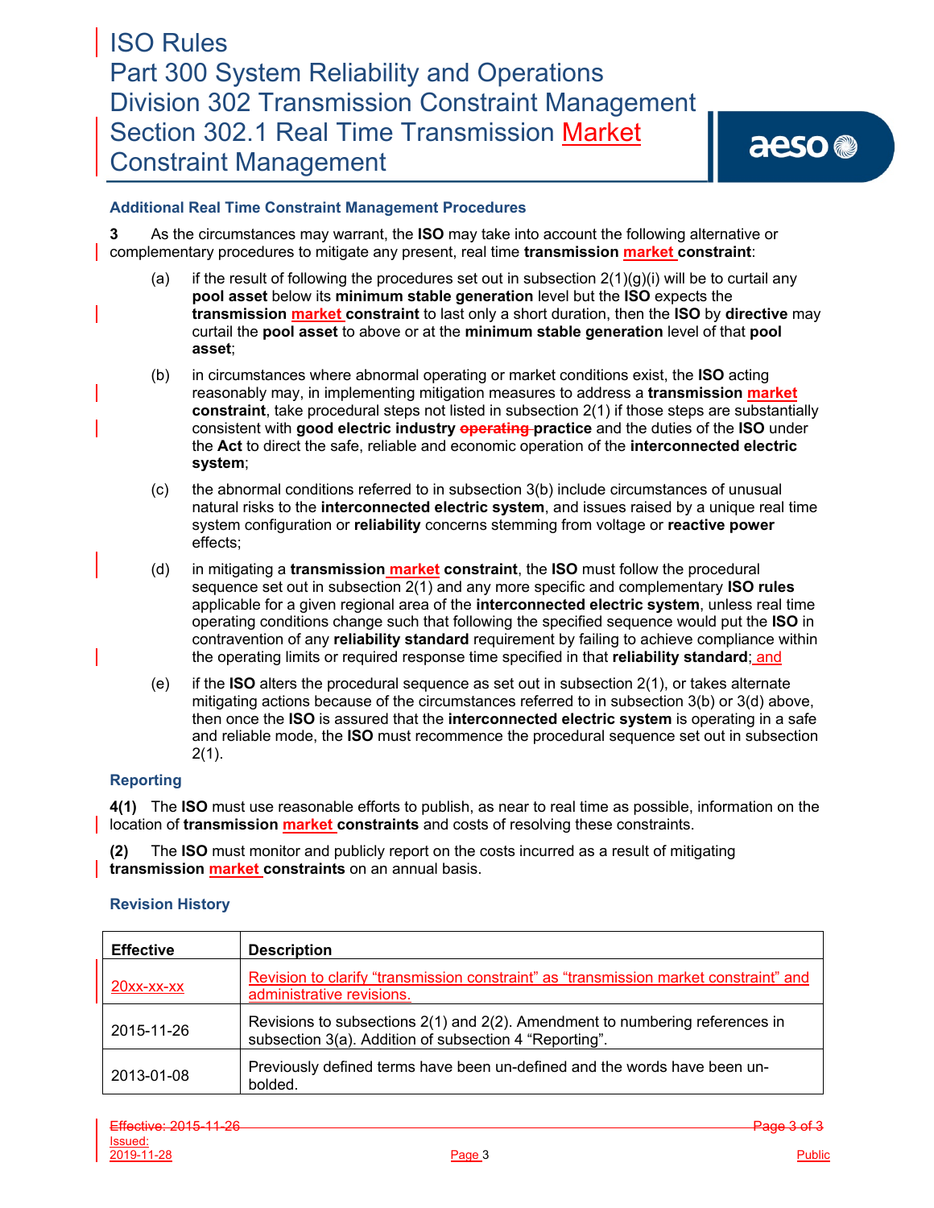## Additional Real Time Constraint Management Procedures

**3** As the circumstances may warrant, the **ISO** may take into account the following alternative or complementary procedures to mitigate any present, real time **transmission market constraint**:

(a) if the result of following the procedures set out in subsection 2(1)(g)(i) will be to curtail any **pool asset** below its **minimum stable generation** level but the **ISO** expects the **transmission market constraint** to last only a short duration, then the **ISO** by **directive** may curtail the **pool asset** to above or at the **minimum stable generation** level of that **pool asset**;

(b) in circumstances where abnormal operating or market conditions exist, the **ISO** acting reasonably may, in implementing mitigation measures to address a **transmission market constraint**, take procedural steps not listed in subsection 2(1) if those steps are substantially consistent with **good electric industry ~~operating~~ practice** and the duties of the **ISO** under the **Act** to direct the safe, reliable and economic operation of the **interconnected electric system**;

(c) the abnormal conditions referred to in subsection 3(b) include circumstances of unusual natural risks to the **interconnected electric system**, and issues raised by a unique real time system configuration or **reliability** concerns stemming from voltage or **reactive power** effects;

(d) in mitigating a **transmission market constraint**, the **ISO** must follow the procedural sequence set out in subsection 2(1) and any more specific and complementary **ISO rules** applicable for a given regional area of the **interconnected electric system**, unless real time operating conditions change such that following the specified sequence would put the **ISO** in contravention of any **reliability standard** requirement by failing to achieve compliance within the operating limits or required response time specified in that **reliability standard**; and

(e) if the **ISO** alters the procedural sequence as set out in subsection 2(1), or takes alternate mitigating actions because of the circumstances referred to in subsection 3(b) or 3(d) above, then once the **ISO** is assured that the **interconnected electric system** is operating in a safe and reliable mode, the **ISO** must recommence the procedural sequence set out in subsection 2(1).

## Reporting

**4(1)** The **ISO** must use reasonable efforts to publish, as near to real time as possible, information on the location of **transmission market constraints** and costs of resolving these constraints.

**(2)** The **ISO** must monitor and publicly report on the costs incurred as a result of mitigating **transmission market constraints** on an annual basis.

## Revision History

| Effective | Description |
|---|---|
| 20xx-xx-xx | Revision to clarify "transmission constraint" as "transmission market constraint" and administrative revisions. |
| 2015-11-26 | Revisions to subsections 2(1) and 2(2). Amendment to numbering references in subsection 3(a). Addition of subsection 4 "Reporting". |
| 2013-01-08 | Previously defined terms have been un-defined and the words have been un-bolded. |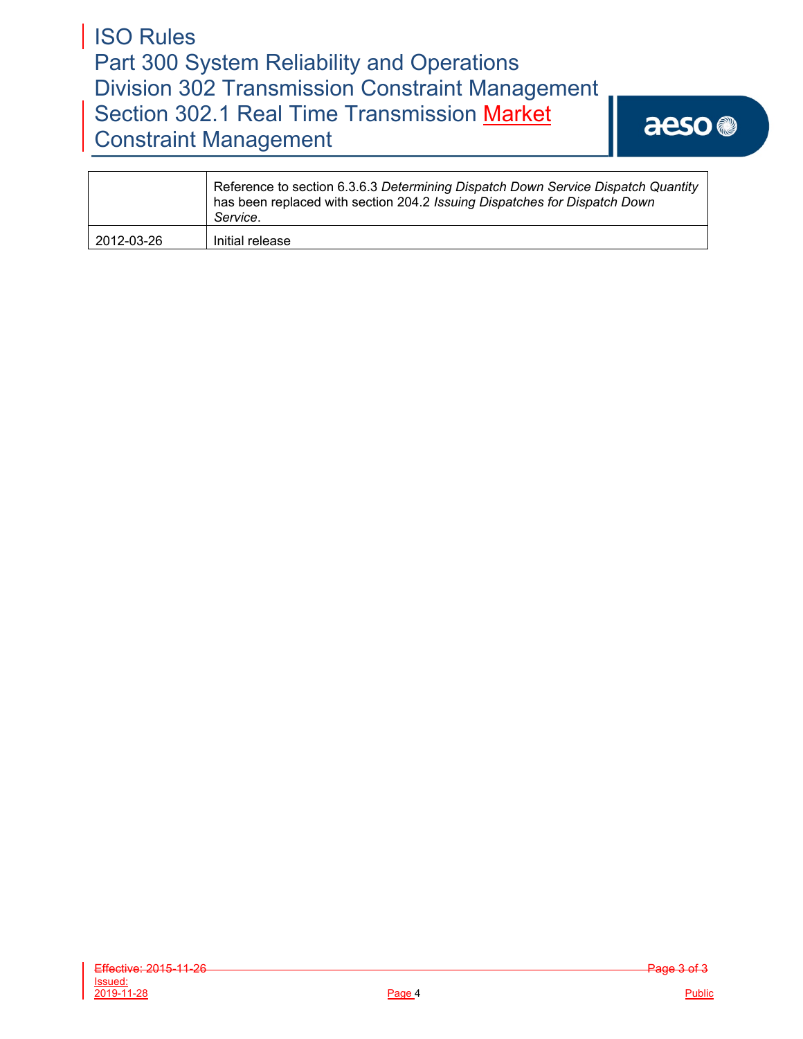| | |
|---|---|
| | Reference to section 6.3.6.3 *Determining Dispatch Down Service Dispatch Quantity* has been replaced with section 204.2 *Issuing Dispatches for Dispatch Down Service*. |
| 2012-03-26 | Initial release |